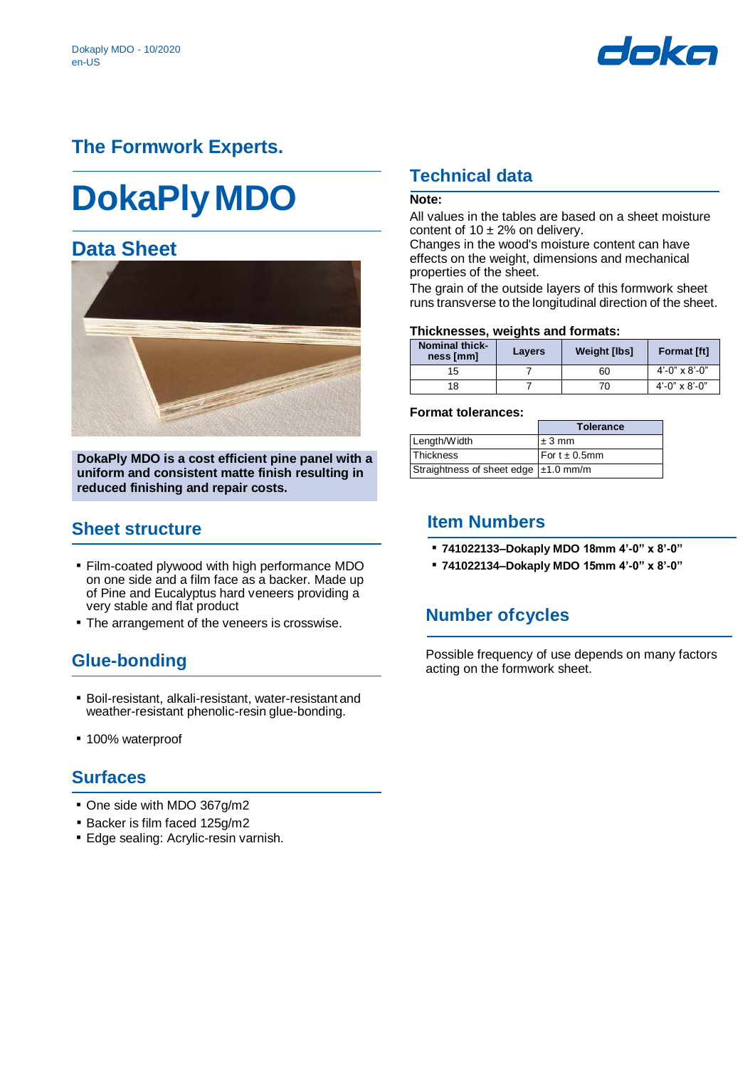Dokaply MDO - 10/2020
en-US

## The Formwork Experts.

# DokaPly MDO

## Data Sheet

**DokaPly MDO is a cost efficient pine panel with a uniform and consistent matte finish resulting in reduced finishing and repair costs.**

## Sheet structure

- Film-coated plywood with high performance MDO on one side and a film face as a backer. Made up of Pine and Eucalyptus hard veneers providing a very stable and flat product
- The arrangement of the veneers is crosswise.

## Glue-bonding

- Boil-resistant, alkali-resistant, water-resistant and weather-resistant phenolic-resin glue-bonding.
- 100% waterproof

## Surfaces

- One side with MDO 367g/m2
- Backer is film faced 125g/m2
- Edge sealing: Acrylic-resin varnish.

## Technical data

**Note:**

All values in the tables are based on a sheet moisture content of 10 ± 2% on delivery.
Changes in the wood's moisture content can have effects on the weight, dimensions and mechanical properties of the sheet.
The grain of the outside layers of this formwork sheet runs transverse to the longitudinal direction of the sheet.

**Thicknesses, weights and formats:**

| Nominal thick-ness [mm] | Layers | Weight [lbs] | Format [ft] |
|---|---|---|---|
| 15 | 7 | 60 | 4'-0" x 8'-0" |
| 18 | 7 | 70 | 4'-0" x 8'-0" |

**Format tolerances:**

| | Tolerance |
|---|---|
| Length/Width | ± 3 mm |
| Thickness | For t ± 0.5mm |
| Straightness of sheet edge | ±1.0 mm/m |

## Item Numbers

- **741022133–Dokaply MDO 18mm 4'-0" x 8'-0"**
- **741022134–Dokaply MDO 15mm 4'-0" x 8'-0"**

## Number ofcycles

Possible frequency of use depends on many factors acting on the formwork sheet.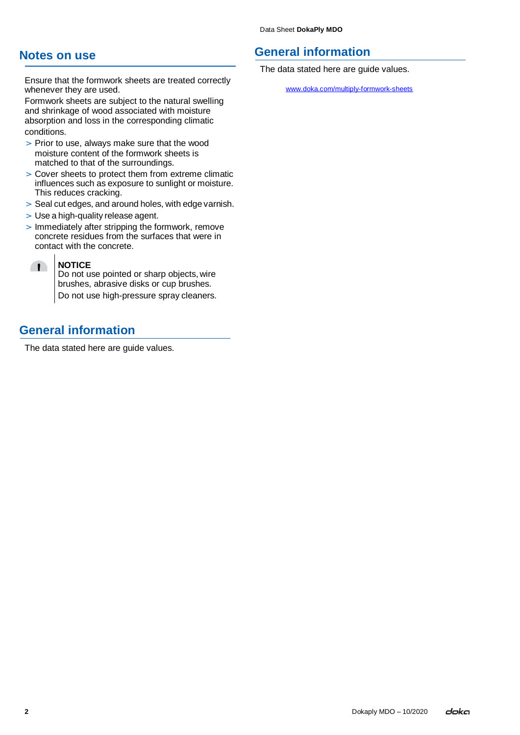## Notes on use

Ensure that the formwork sheets are treated correctly whenever they are used.

Formwork sheets are subject to the natural swelling and shrinkage of wood associated with moisture absorption and loss in the corresponding climatic conditions.

> Prior to use, always make sure that the wood moisture content of the formwork sheets is matched to that of the surroundings.

> Cover sheets to protect them from extreme climatic influences such as exposure to sunlight or moisture. This reduces cracking.

> Seal cut edges, and around holes, with edge varnish.

> Use a high-quality release agent.

> Immediately after stripping the formwork, remove concrete residues from the surfaces that were in contact with the concrete.

**NOTICE**
Do not use pointed or sharp objects, wire brushes, abrasive disks or cup brushes.
Do not use high-pressure spray cleaners.

## General information

The data stated here are guide values.

## General information

The data stated here are guide values.

www.doka.com/multiply-formwork-sheets